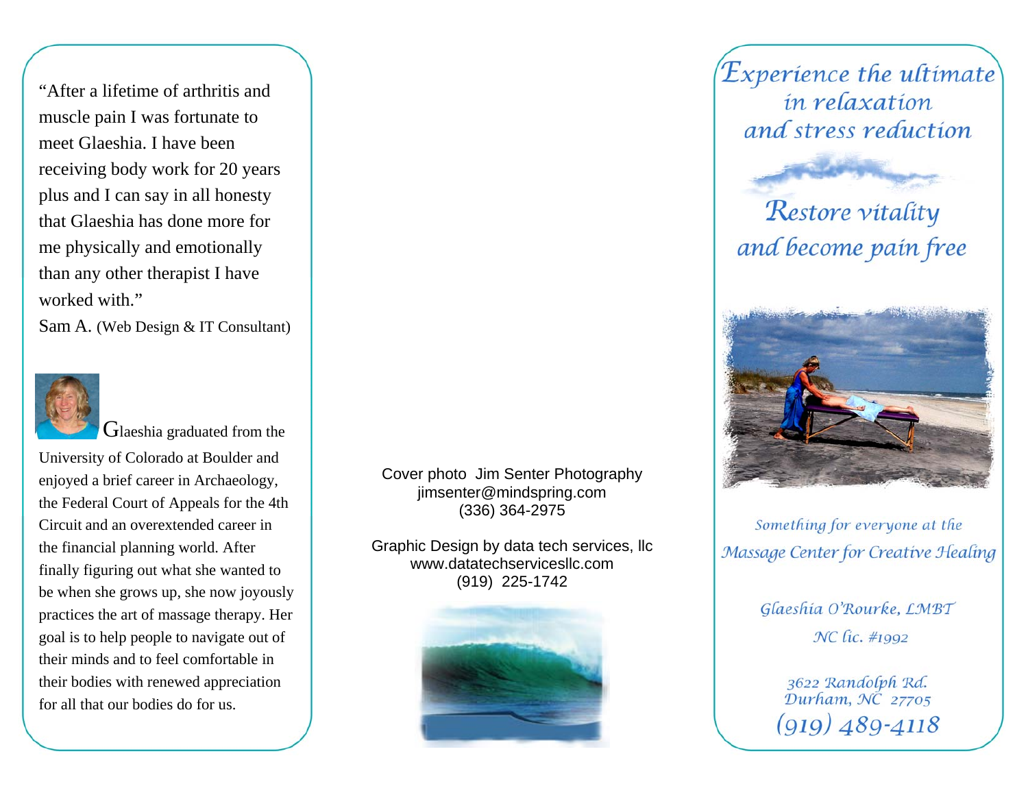"After a lifetime of arthritis and muscle pain I was fortunate to meet Glaeshia. I have been receiving body work for 20 years plus and I can say in all honesty that Glaeshia has done more for me physically and emotionally than any other therapist I have worked with."

Sam A. (Web Design & IT Consultant)

Glaeshia graduated from the University of Colorado at Boulder and enjoyed a brief career in Archaeology, the Federal Court of Appeals for the 4th Circuit and an overextended career in the financial planning world. After finally figuring out what she wanted to be when she grows up, she now joyously practices the art of massage therapy. Her goal is to help people to navigate out of their minds and to feel comfortable in their bodies with renewed appreciation for all that our bodies do for us.

Cover photo Jim Senter Photography
jimsenter@mindspring.com
(336) 364-2975

Graphic Design by data tech services, llc
www.datatechservicesllc.com
(919) 225-1742

# *Experience the ultimate in relaxation and stress reduction*

## *Restore vitality and become pain free*

*Something for everyone at the*
*Massage Center for Creative Healing*

*Glaeshia O'Rourke, LMBT*
*NC lic. #1992*

*3622 Randolph Rd.*
*Durham, NC 27705*
*(919) 489-4118*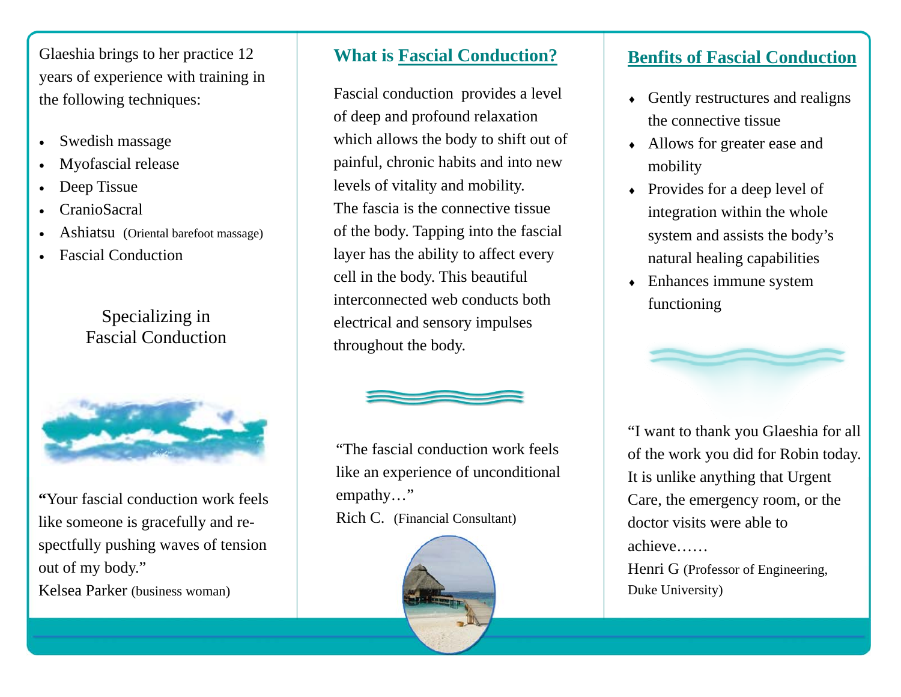Glaeshia brings to her practice 12 years of experience with training in the following techniques:

- Swedish massage
- Myofascial release
- Deep Tissue
- CranioSacral
- Ashiatsu (Oriental barefoot massage)
- Fascial Conduction

Specializing in
Fascial Conduction

**“**Your fascial conduction work feels like someone is gracefully and re-spectfully pushing waves of tension out of my body.”
Kelsea Parker (business woman)

## What is Fascial Conduction?

Fascial conduction provides a level of deep and profound relaxation which allows the body to shift out of painful, chronic habits and into new levels of vitality and mobility. The fascia is the connective tissue of the body. Tapping into the fascial layer has the ability to affect every cell in the body. This beautiful interconnected web conducts both electrical and sensory impulses throughout the body.

“The fascial conduction work feels like an experience of unconditional empathy…”
Rich C. (Financial Consultant)

## Benfits of Fascial Conduction

- Gently restructures and realigns the connective tissue
- Allows for greater ease and mobility
- Provides for a deep level of integration within the whole system and assists the body’s natural healing capabilities
- Enhances immune system functioning

“I want to thank you Glaeshia for all of the work you did for Robin today. It is unlike anything that Urgent Care, the emergency room, or the doctor visits were able to achieve……
Henri G (Professor of Engineering, Duke University)